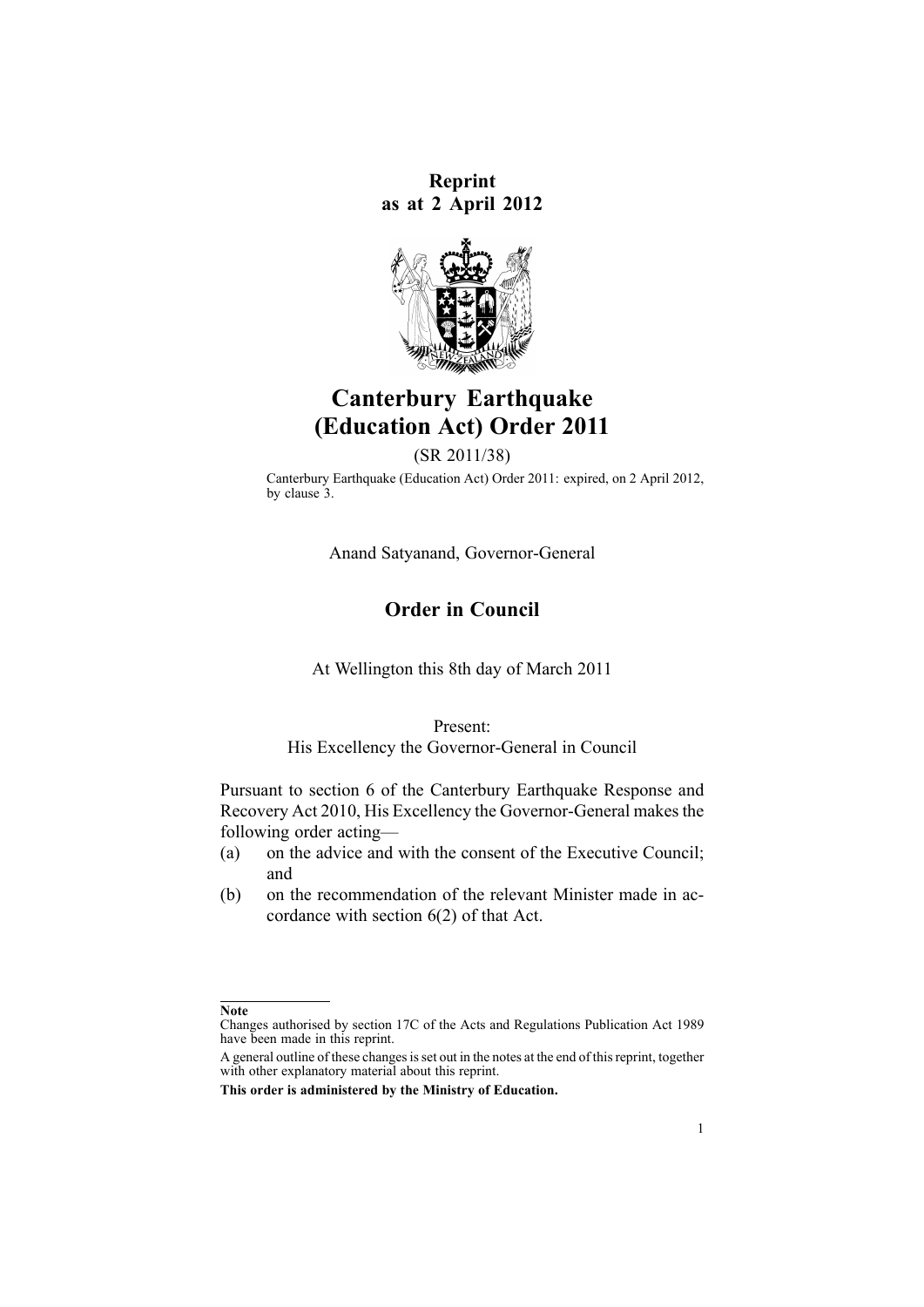**Reprint**
**as at 2 April 2012**

# Canterbury Earthquake (Education Act) Order 2011

(SR 2011/38)

Canterbury Earthquake (Education Act) Order 2011: expired, on 2 April 2012, by clause 3.

Anand Satyanand, Governor-General

## Order in Council

At Wellington this 8th day of March 2011

Present:
His Excellency the Governor-General in Council

Pursuant to section 6 of the Canterbury Earthquake Response and Recovery Act 2010, His Excellency the Governor-General makes the following order acting—

(a) on the advice and with the consent of the Executive Council; and

(b) on the recommendation of the relevant Minister made in accordance with section 6(2) of that Act.

---

**Note**

Changes authorised by section 17C of the Acts and Regulations Publication Act 1989 have been made in this reprint.

A general outline of these changes is set out in the notes at the end of this reprint, together with other explanatory material about this reprint.

**This order is administered by the Ministry of Education.**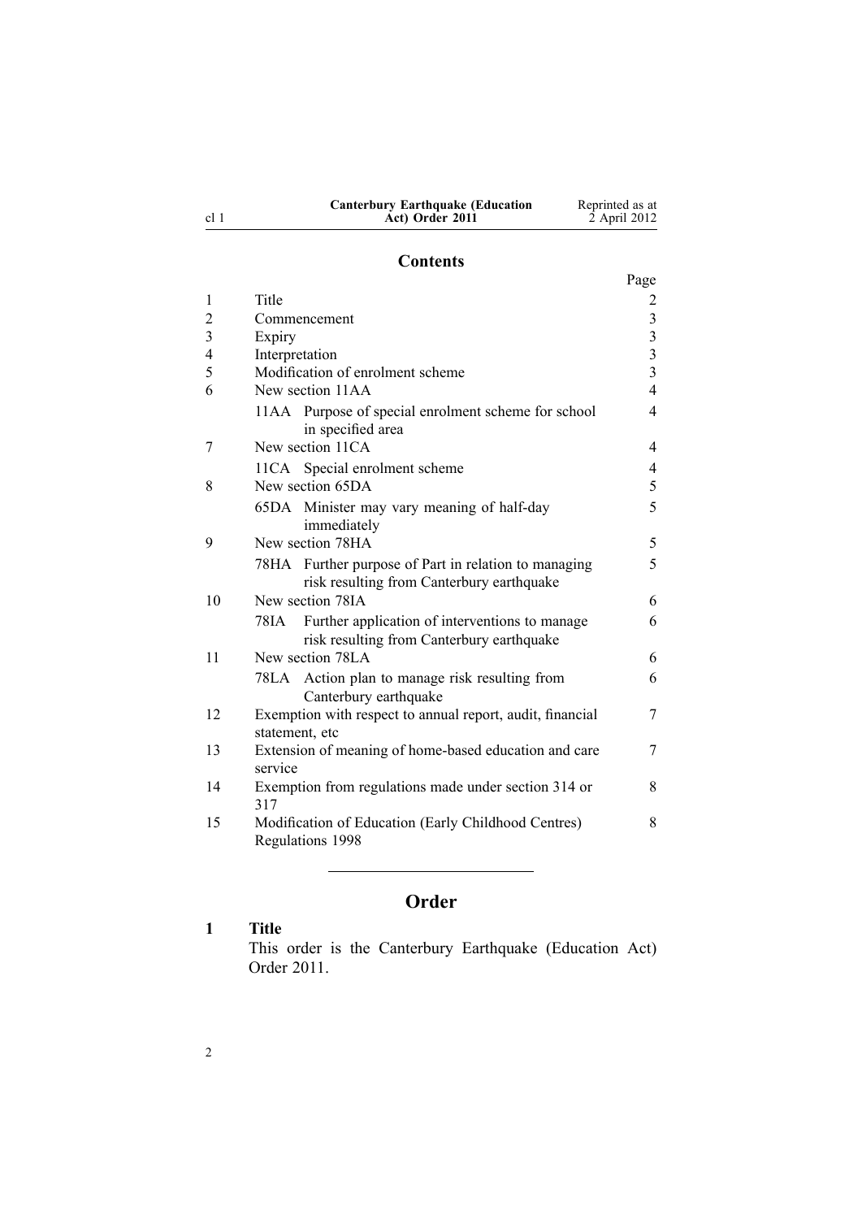## Contents

| | | Page |
|---|---|---|
| 1 | Title | 2 |
| 2 | Commencement | 3 |
| 3 | Expiry | 3 |
| 4 | Interpretation | 3 |
| 5 | Modification of enrolment scheme | 3 |
| 6 | New section 11AA | 4 |
| | 11AA Purpose of special enrolment scheme for school in specified area | 4 |
| 7 | New section 11CA | 4 |
| | 11CA Special enrolment scheme | 4 |
| 8 | New section 65DA | 5 |
| | 65DA Minister may vary meaning of half-day immediately | 5 |
| 9 | New section 78HA | 5 |
| | 78HA Further purpose of Part in relation to managing risk resulting from Canterbury earthquake | 5 |
| 10 | New section 78IA | 6 |
| | 78IA Further application of interventions to manage risk resulting from Canterbury earthquake | 6 |
| 11 | New section 78LA | 6 |
| | 78LA Action plan to manage risk resulting from Canterbury earthquake | 6 |
| 12 | Exemption with respect to annual report, audit, financial statement, etc | 7 |
| 13 | Extension of meaning of home-based education and care service | 7 |
| 14 | Exemption from regulations made under section 314 or 317 | 8 |
| 15 | Modification of Education (Early Childhood Centres) Regulations 1998 | 8 |

---

# Order

### 1 Title

This order is the Canterbury Earthquake (Education Act) Order 2011.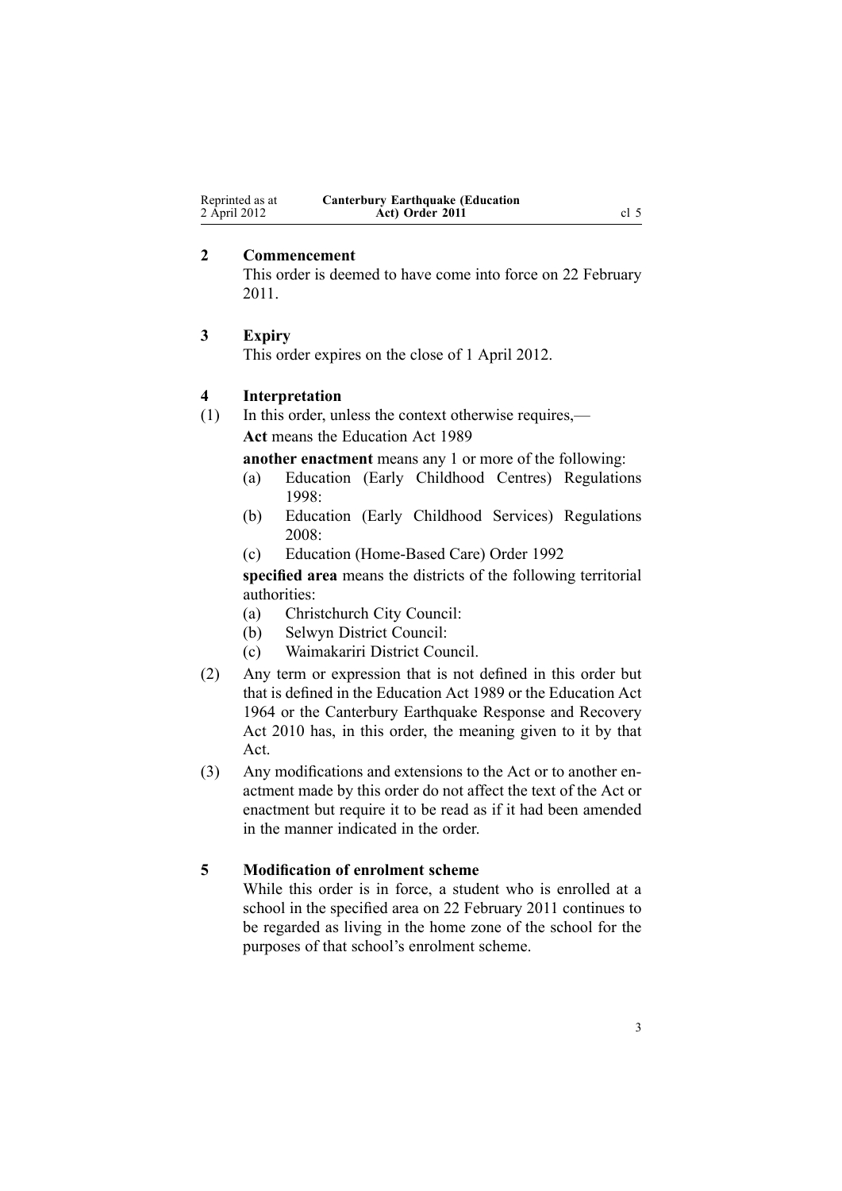## 2 Commencement

This order is deemed to have come into force on 22 February 2011.

## 3 Expiry

This order expires on the close of 1 April 2012.

## 4 Interpretation

(1) In this order, unless the context otherwise requires,—

**Act** means the Education Act 1989

**another enactment** means any 1 or more of the following:

- (a) Education (Early Childhood Centres) Regulations 1998:
- (b) Education (Early Childhood Services) Regulations 2008:
- (c) Education (Home-Based Care) Order 1992

**specified area** means the districts of the following territorial authorities:

- (a) Christchurch City Council:
- (b) Selwyn District Council:
- (c) Waimakariri District Council.

(2) Any term or expression that is not defined in this order but that is defined in the Education Act 1989 or the Education Act 1964 or the Canterbury Earthquake Response and Recovery Act 2010 has, in this order, the meaning given to it by that Act.

(3) Any modifications and extensions to the Act or to another enactment made by this order do not affect the text of the Act or enactment but require it to be read as if it had been amended in the manner indicated in the order.

## 5 Modification of enrolment scheme

While this order is in force, a student who is enrolled at a school in the specified area on 22 February 2011 continues to be regarded as living in the home zone of the school for the purposes of that school's enrolment scheme.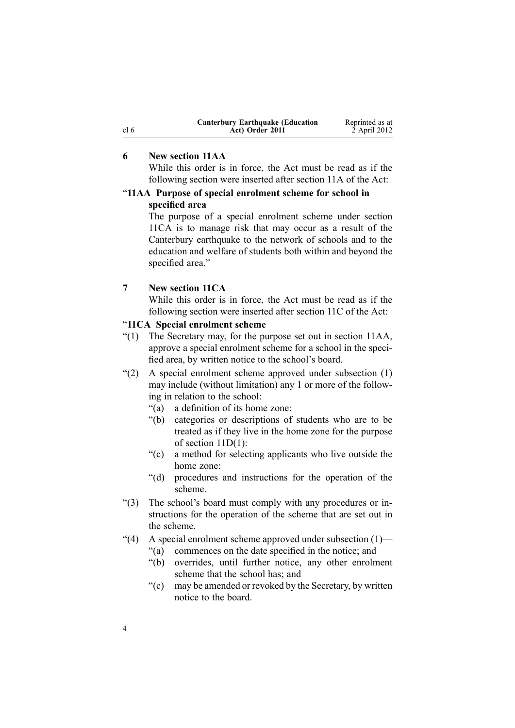### 6 New section 11AA

While this order is in force, the Act must be read as if the following section were inserted after section 11A of the Act:

#### "11AA Purpose of special enrolment scheme for school in specified area

The purpose of a special enrolment scheme under section 11CA is to manage risk that may occur as a result of the Canterbury earthquake to the network of schools and to the education and welfare of students both within and beyond the specified area."

### 7 New section 11CA

While this order is in force, the Act must be read as if the following section were inserted after section 11C of the Act:

#### "11CA Special enrolment scheme

"(1) The Secretary may, for the purpose set out in section 11AA, approve a special enrolment scheme for a school in the specified area, by written notice to the school's board.

"(2) A special enrolment scheme approved under subsection (1) may include (without limitation) any 1 or more of the following in relation to the school:

- "(a) a definition of its home zone:
- "(b) categories or descriptions of students who are to be treated as if they live in the home zone for the purpose of section 11D(1):
- "(c) a method for selecting applicants who live outside the home zone:
- "(d) procedures and instructions for the operation of the scheme.

"(3) The school's board must comply with any procedures or instructions for the operation of the scheme that are set out in the scheme.

"(4) A special enrolment scheme approved under subsection (1)—

- "(a) commences on the date specified in the notice; and
- "(b) overrides, until further notice, any other enrolment scheme that the school has; and
- "(c) may be amended or revoked by the Secretary, by written notice to the board.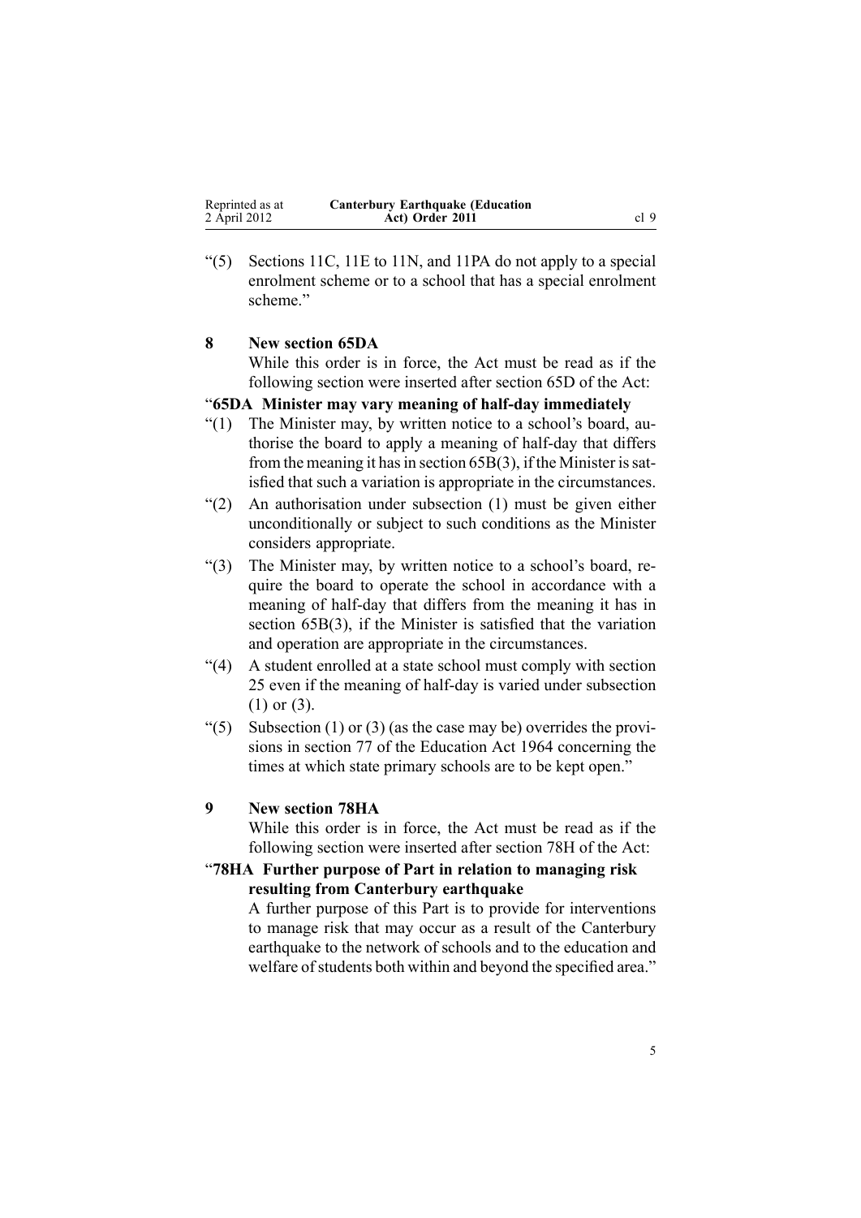"(5) Sections 11C, 11E to 11N, and 11PA do not apply to a special enrolment scheme or to a school that has a special enrolment scheme."

### 8 New section 65DA

While this order is in force, the Act must be read as if the following section were inserted after section 65D of the Act:

"**65DA Minister may vary meaning of half-day immediately**

"(1) The Minister may, by written notice to a school's board, authorise the board to apply a meaning of half-day that differs from the meaning it has in section 65B(3), if the Minister is satisfied that such a variation is appropriate in the circumstances.

"(2) An authorisation under subsection (1) must be given either unconditionally or subject to such conditions as the Minister considers appropriate.

"(3) The Minister may, by written notice to a school's board, require the board to operate the school in accordance with a meaning of half-day that differs from the meaning it has in section 65B(3), if the Minister is satisfied that the variation and operation are appropriate in the circumstances.

"(4) A student enrolled at a state school must comply with section 25 even if the meaning of half-day is varied under subsection (1) or (3).

"(5) Subsection (1) or (3) (as the case may be) overrides the provisions in section 77 of the Education Act 1964 concerning the times at which state primary schools are to be kept open."

### 9 New section 78HA

While this order is in force, the Act must be read as if the following section were inserted after section 78H of the Act:

"**78HA Further purpose of Part in relation to managing risk resulting from Canterbury earthquake**

A further purpose of this Part is to provide for interventions to manage risk that may occur as a result of the Canterbury earthquake to the network of schools and to the education and welfare of students both within and beyond the specified area."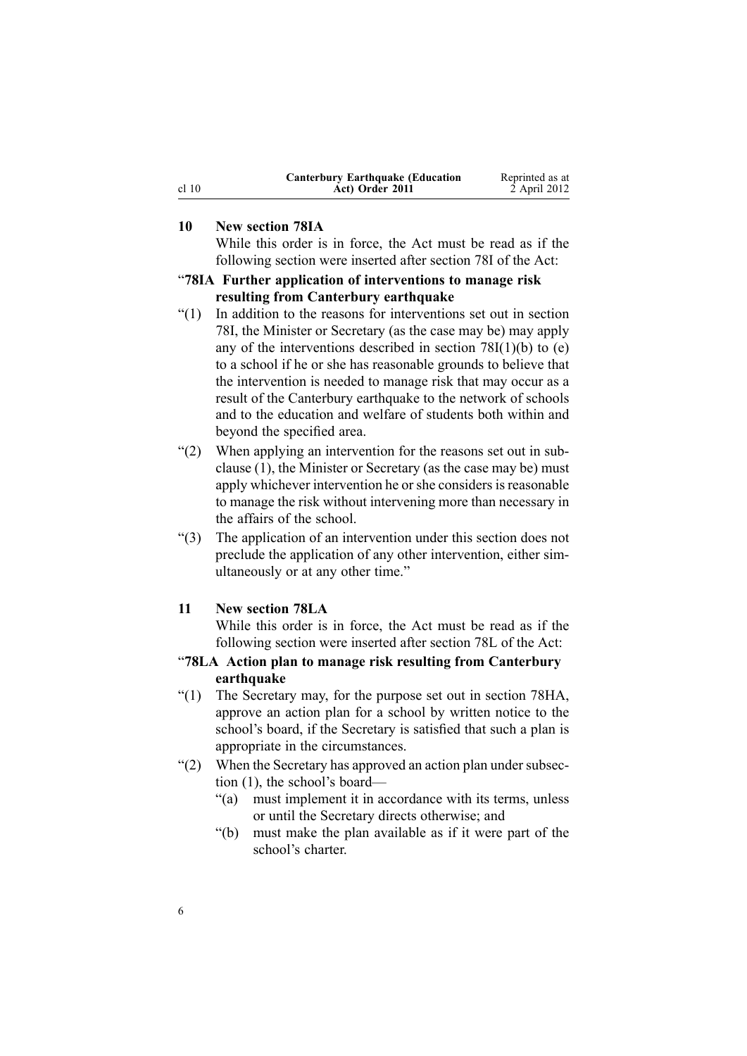### 10 New section 78IA

While this order is in force, the Act must be read as if the following section were inserted after section 78I of the Act:

#### "78IA Further application of interventions to manage risk resulting from Canterbury earthquake

"(1) In addition to the reasons for interventions set out in section 78I, the Minister or Secretary (as the case may be) may apply any of the interventions described in section 78I(1)(b) to (e) to a school if he or she has reasonable grounds to believe that the intervention is needed to manage risk that may occur as a result of the Canterbury earthquake to the network of schools and to the education and welfare of students both within and beyond the specified area.

"(2) When applying an intervention for the reasons set out in subclause (1), the Minister or Secretary (as the case may be) must apply whichever intervention he or she considers is reasonable to manage the risk without intervening more than necessary in the affairs of the school.

"(3) The application of an intervention under this section does not preclude the application of any other intervention, either simultaneously or at any other time."

### 11 New section 78LA

While this order is in force, the Act must be read as if the following section were inserted after section 78L of the Act:

#### "78LA Action plan to manage risk resulting from Canterbury earthquake

"(1) The Secretary may, for the purpose set out in section 78HA, approve an action plan for a school by written notice to the school's board, if the Secretary is satisfied that such a plan is appropriate in the circumstances.

"(2) When the Secretary has approved an action plan under subsection (1), the school's board—

"(a) must implement it in accordance with its terms, unless or until the Secretary directs otherwise; and

"(b) must make the plan available as if it were part of the school's charter.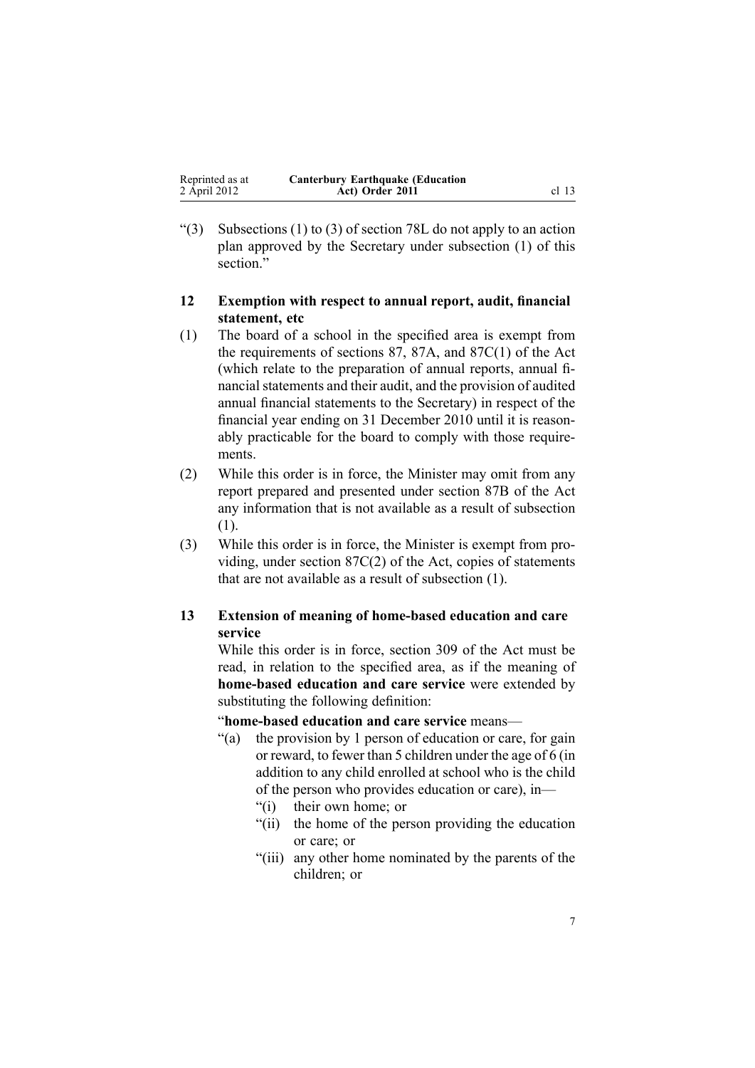"(3) Subsections (1) to (3) of section 78L do not apply to an action plan approved by the Secretary under subsection (1) of this section."

### 12 Exemption with respect to annual report, audit, financial statement, etc

(1) The board of a school in the specified area is exempt from the requirements of sections 87, 87A, and 87C(1) of the Act (which relate to the preparation of annual reports, annual financial statements and their audit, and the provision of audited annual financial statements to the Secretary) in respect of the financial year ending on 31 December 2010 until it is reasonably practicable for the board to comply with those requirements.

(2) While this order is in force, the Minister may omit from any report prepared and presented under section 87B of the Act any information that is not available as a result of subsection (1).

(3) While this order is in force, the Minister is exempt from providing, under section 87C(2) of the Act, copies of statements that are not available as a result of subsection (1).

### 13 Extension of meaning of home-based education and care service

While this order is in force, section 309 of the Act must be read, in relation to the specified area, as if the meaning of **home-based education and care service** were extended by substituting the following definition:

"**home-based education and care service** means—

"(a) the provision by 1 person of education or care, for gain or reward, to fewer than 5 children under the age of 6 (in addition to any child enrolled at school who is the child of the person who provides education or care), in—

"(i) their own home; or

"(ii) the home of the person providing the education or care; or

"(iii) any other home nominated by the parents of the children; or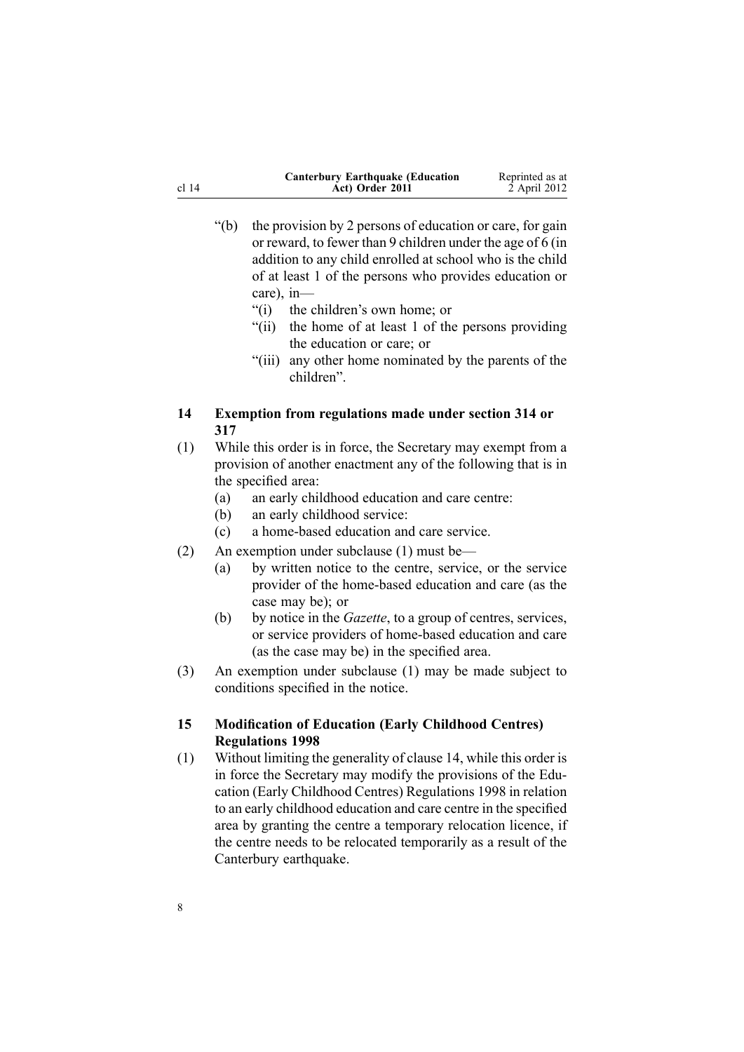"(b) the provision by 2 persons of education or care, for gain or reward, to fewer than 9 children under the age of 6 (in addition to any child enrolled at school who is the child of at least 1 of the persons who provides education or care), in—

"(i) the children's own home; or

"(ii) the home of at least 1 of the persons providing the education or care; or

"(iii) any other home nominated by the parents of the children".

## 14 Exemption from regulations made under section 314 or 317

(1) While this order is in force, the Secretary may exempt from a provision of another enactment any of the following that is in the specified area:

(a) an early childhood education and care centre:

(b) an early childhood service:

(c) a home-based education and care service.

(2) An exemption under subclause (1) must be—

(a) by written notice to the centre, service, or the service provider of the home-based education and care (as the case may be); or

(b) by notice in the *Gazette*, to a group of centres, services, or service providers of home-based education and care (as the case may be) in the specified area.

(3) An exemption under subclause (1) may be made subject to conditions specified in the notice.

## 15 Modification of Education (Early Childhood Centres) Regulations 1998

(1) Without limiting the generality of clause 14, while this order is in force the Secretary may modify the provisions of the Education (Early Childhood Centres) Regulations 1998 in relation to an early childhood education and care centre in the specified area by granting the centre a temporary relocation licence, if the centre needs to be relocated temporarily as a result of the Canterbury earthquake.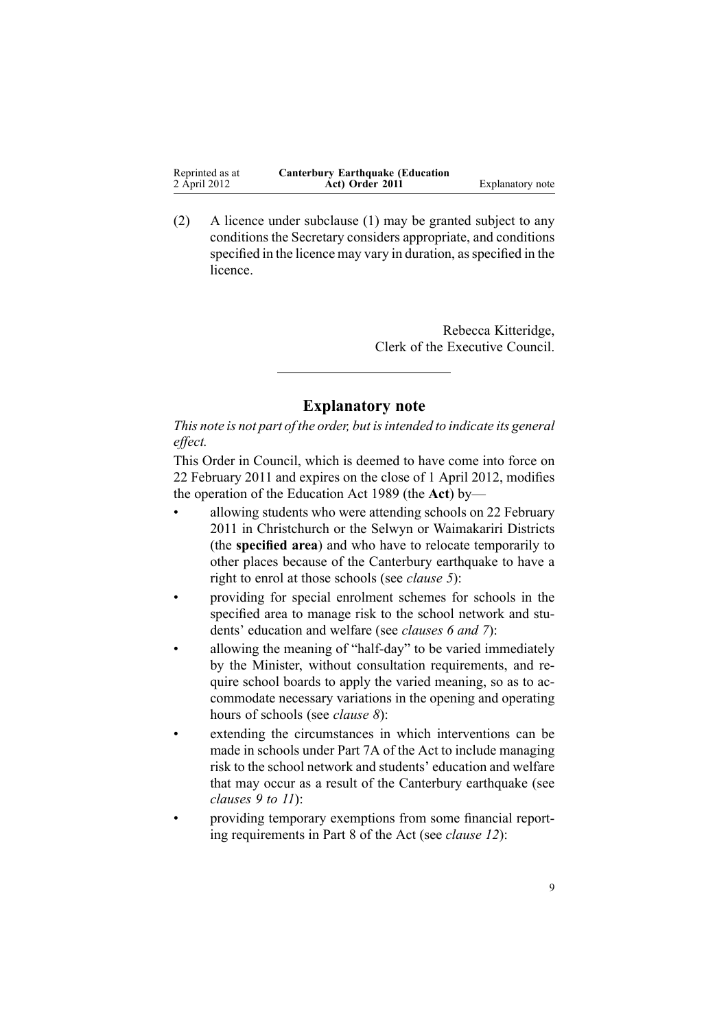(2) A licence under subclause (1) may be granted subject to any conditions the Secretary considers appropriate, and conditions specified in the licence may vary in duration, as specified in the licence.

Rebecca Kitteridge,
Clerk of the Executive Council.

---

## Explanatory note

*This note is not part of the order, but is intended to indicate its general effect.*

This Order in Council, which is deemed to have come into force on 22 February 2011 and expires on the close of 1 April 2012, modifies the operation of the Education Act 1989 (the **Act**) by—

- allowing students who were attending schools on 22 February 2011 in Christchurch or the Selwyn or Waimakariri Districts (the **specified area**) and who have to relocate temporarily to other places because of the Canterbury earthquake to have a right to enrol at those schools (see *clause 5*):
- providing for special enrolment schemes for schools in the specified area to manage risk to the school network and students' education and welfare (see *clauses 6 and 7*):
- allowing the meaning of "half-day" to be varied immediately by the Minister, without consultation requirements, and require school boards to apply the varied meaning, so as to accommodate necessary variations in the opening and operating hours of schools (see *clause 8*):
- extending the circumstances in which interventions can be made in schools under Part 7A of the Act to include managing risk to the school network and students' education and welfare that may occur as a result of the Canterbury earthquake (see *clauses 9 to 11*):
- providing temporary exemptions from some financial reporting requirements in Part 8 of the Act (see *clause 12*):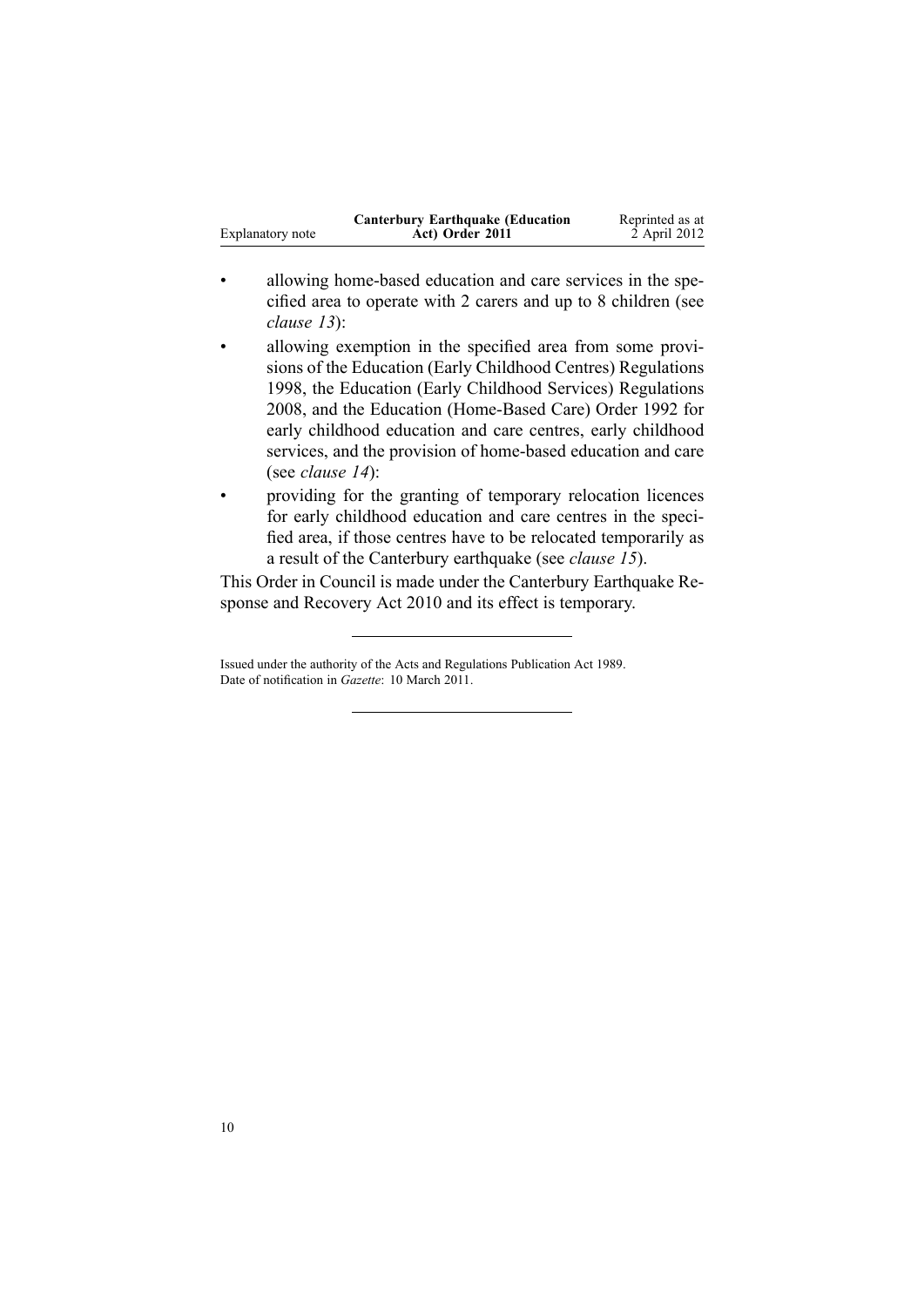- allowing home-based education and care services in the specified area to operate with 2 carers and up to 8 children (see *clause 13*):
- allowing exemption in the specified area from some provisions of the Education (Early Childhood Centres) Regulations 1998, the Education (Early Childhood Services) Regulations 2008, and the Education (Home-Based Care) Order 1992 for early childhood education and care centres, early childhood services, and the provision of home-based education and care (see *clause 14*):
- providing for the granting of temporary relocation licences for early childhood education and care centres in the specified area, if those centres have to be relocated temporarily as a result of the Canterbury earthquake (see *clause 15*).

This Order in Council is made under the Canterbury Earthquake Response and Recovery Act 2010 and its effect is temporary.

---

Issued under the authority of the Acts and Regulations Publication Act 1989.
Date of notification in *Gazette*: 10 March 2011.

---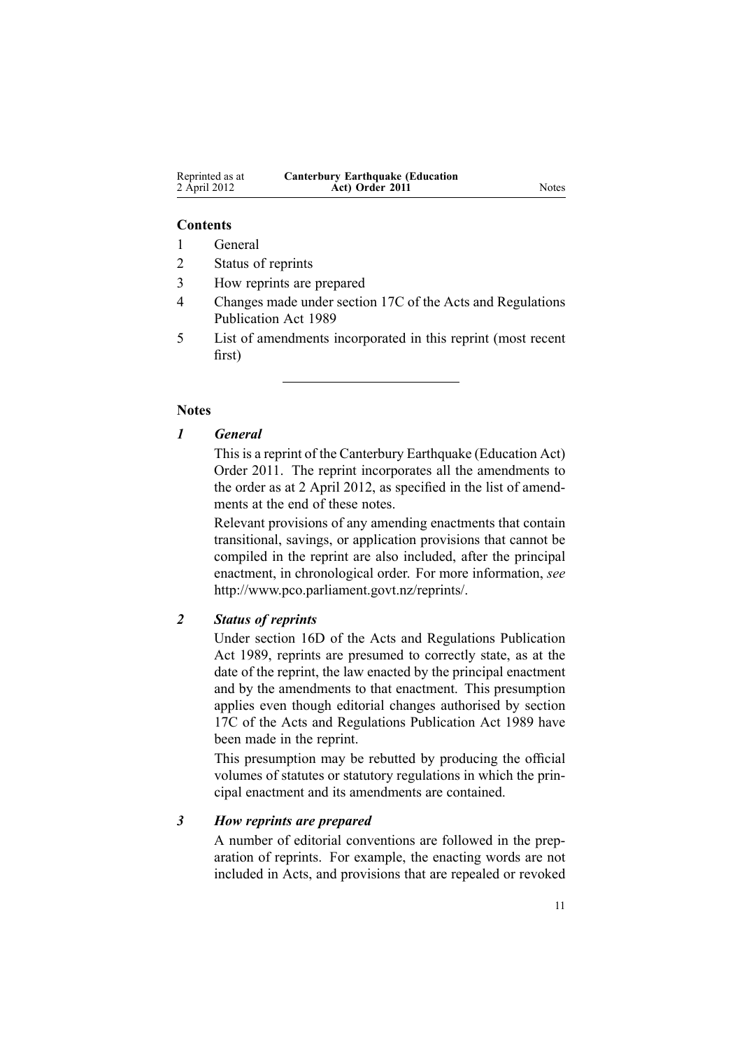**Contents**

1. General
2. Status of reprints
3. How reprints are prepared
4. Changes made under section 17C of the Acts and Regulations Publication Act 1989
5. List of amendments incorporated in this reprint (most recent first)

---

**Notes**

***1 General***

This is a reprint of the Canterbury Earthquake (Education Act) Order 2011. The reprint incorporates all the amendments to the order as at 2 April 2012, as specified in the list of amendments at the end of these notes.

Relevant provisions of any amending enactments that contain transitional, savings, or application provisions that cannot be compiled in the reprint are also included, after the principal enactment, in chronological order. For more information, *see* http://www.pco.parliament.govt.nz/reprints/.

***2 Status of reprints***

Under section 16D of the Acts and Regulations Publication Act 1989, reprints are presumed to correctly state, as at the date of the reprint, the law enacted by the principal enactment and by the amendments to that enactment. This presumption applies even though editorial changes authorised by section 17C of the Acts and Regulations Publication Act 1989 have been made in the reprint.

This presumption may be rebutted by producing the official volumes of statutes or statutory regulations in which the principal enactment and its amendments are contained.

***3 How reprints are prepared***

A number of editorial conventions are followed in the preparation of reprints. For example, the enacting words are not included in Acts, and provisions that are repealed or revoked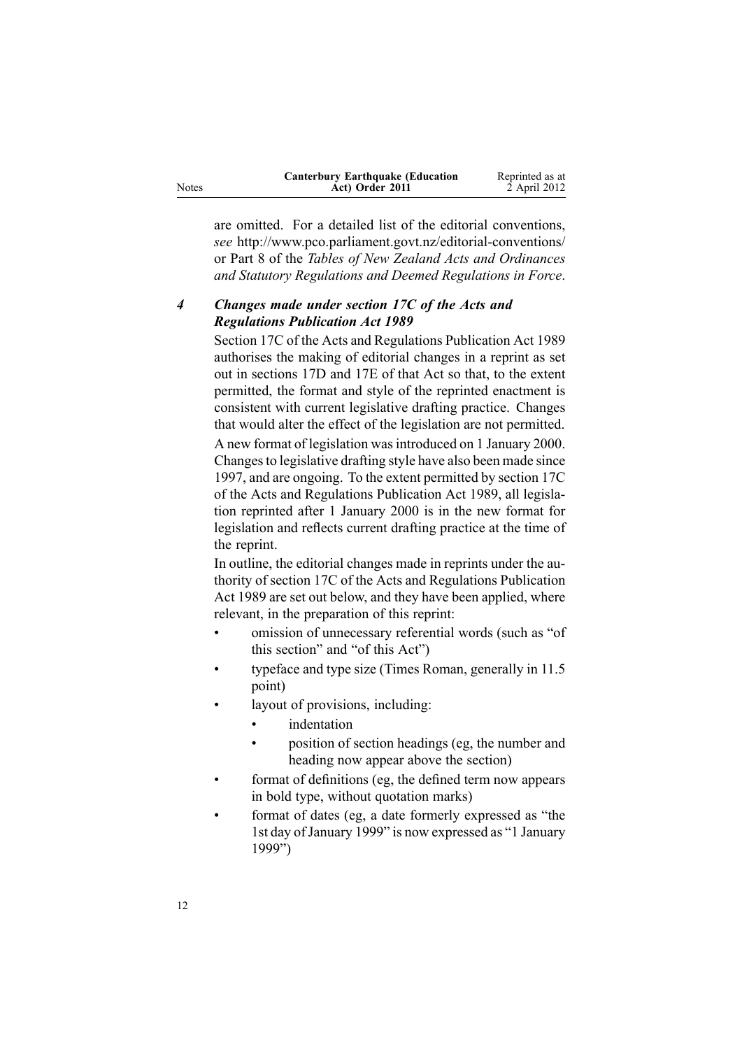are omitted. For a detailed list of the editorial conventions, *see* http://www.pco.parliament.govt.nz/editorial-conventions/ or Part 8 of the *Tables of New Zealand Acts and Ordinances and Statutory Regulations and Deemed Regulations in Force*.

### *4 Changes made under section 17C of the Acts and Regulations Publication Act 1989*

Section 17C of the Acts and Regulations Publication Act 1989 authorises the making of editorial changes in a reprint as set out in sections 17D and 17E of that Act so that, to the extent permitted, the format and style of the reprinted enactment is consistent with current legislative drafting practice. Changes that would alter the effect of the legislation are not permitted.

A new format of legislation was introduced on 1 January 2000. Changes to legislative drafting style have also been made since 1997, and are ongoing. To the extent permitted by section 17C of the Acts and Regulations Publication Act 1989, all legislation reprinted after 1 January 2000 is in the new format for legislation and reflects current drafting practice at the time of the reprint.

In outline, the editorial changes made in reprints under the authority of section 17C of the Acts and Regulations Publication Act 1989 are set out below, and they have been applied, where relevant, in the preparation of this reprint:

- omission of unnecessary referential words (such as "of this section" and "of this Act")
- typeface and type size (Times Roman, generally in 11.5 point)
- layout of provisions, including:
  - indentation
  - position of section headings (eg, the number and heading now appear above the section)
- format of definitions (eg, the defined term now appears in bold type, without quotation marks)
- format of dates (eg, a date formerly expressed as "the 1st day of January 1999" is now expressed as "1 January 1999")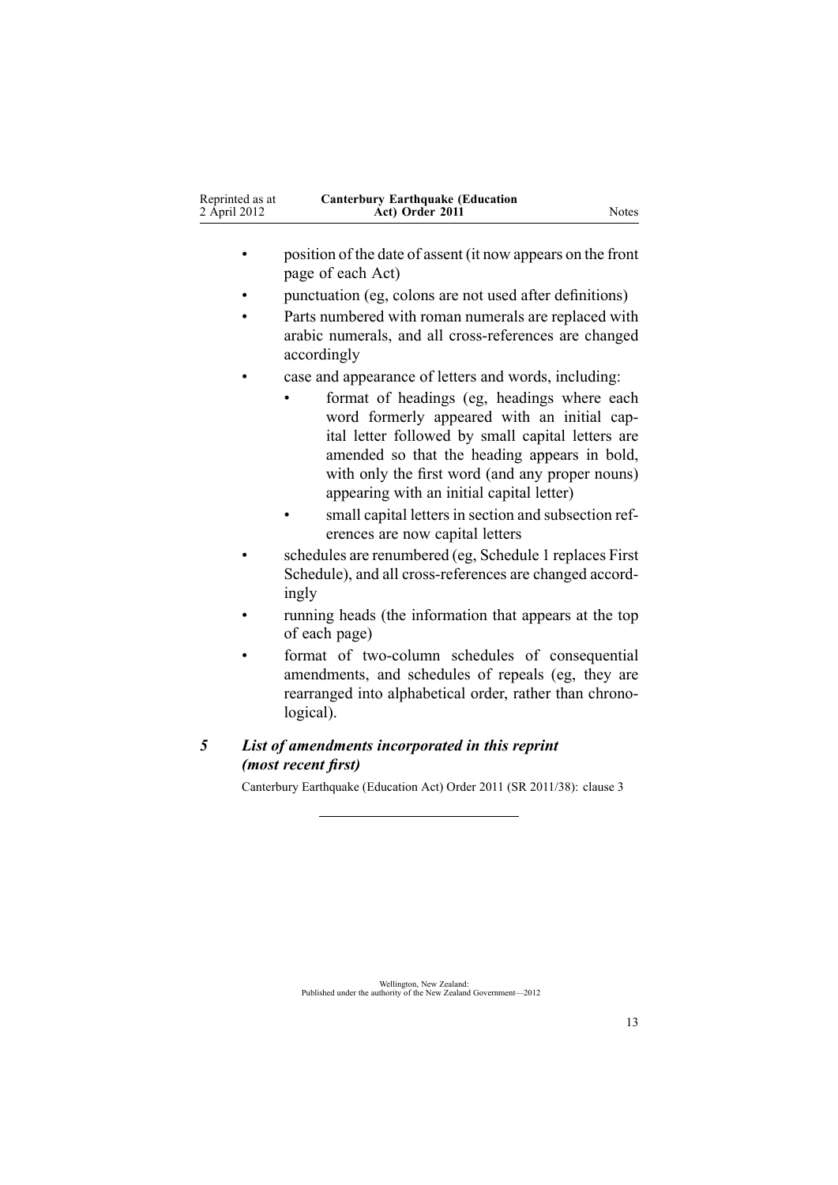- position of the date of assent (it now appears on the front page of each Act)
- punctuation (eg, colons are not used after definitions)
- Parts numbered with roman numerals are replaced with arabic numerals, and all cross-references are changed accordingly
- case and appearance of letters and words, including:
  - format of headings (eg, headings where each word formerly appeared with an initial capital letter followed by small capital letters are amended so that the heading appears in bold, with only the first word (and any proper nouns) appearing with an initial capital letter)
  - small capital letters in section and subsection references are now capital letters
- schedules are renumbered (eg, Schedule 1 replaces First Schedule), and all cross-references are changed accordingly
- running heads (the information that appears at the top of each page)
- format of two-column schedules of consequential amendments, and schedules of repeals (eg, they are rearranged into alphabetical order, rather than chronological).

### *5 List of amendments incorporated in this reprint (most recent first)*

Canterbury Earthquake (Education Act) Order 2011 (SR 2011/38): clause 3

Wellington, New Zealand:
Published under the authority of the New Zealand Government—2012